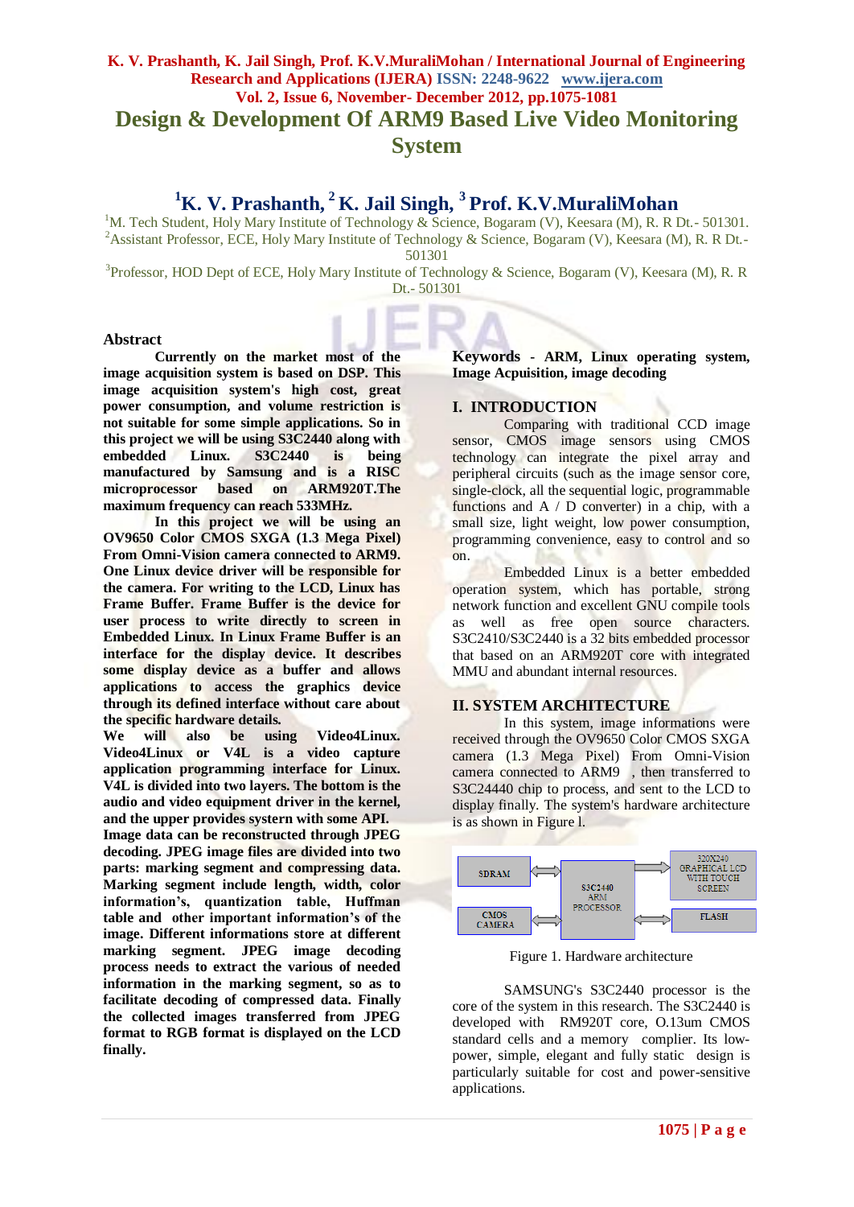# Design & Development Of ARM9 Based Live Video Monitoring System

### [1]K. V. Prashanth, [2] K. Jail Singh, [3] Prof. K.V.MuraliMohan

[1]M. Tech Student, Holy Mary Institute of Technology & Science, Bogaram (V), Keesara (M), R. R Dt.- 501301.
[2]Assistant Professor, ECE, Holy Mary Institute of Technology & Science, Bogaram (V), Keesara (M), R. R Dt.- 501301
[3]Professor, HOD Dept of ECE, Holy Mary Institute of Technology & Science, Bogaram (V), Keesara (M), R. R Dt.- 501301

## Abstract

**Currently on the market most of the image acquisition system is based on DSP. This image acquisition system's high cost, great power consumption, and volume restriction is not suitable for some simple applications. So in this project we will be using S3C2440 along with embedded Linux. S3C2440 is being manufactured by Samsung and is a RISC microprocessor based on ARM920T.The maximum frequency can reach 533MHz.**

**In this project we will be using an OV9650 Color CMOS SXGA (1.3 Mega Pixel) From Omni-Vision camera connected to ARM9. One Linux device driver will be responsible for the camera. For writing to the LCD, Linux has Frame Buffer. Frame Buffer is the device for user process to write directly to screen in Embedded Linux. In Linux Frame Buffer is an interface for the display device. It describes some display device as a buffer and allows applications to access the graphics device through its defined interface without care about the specific hardware details.**

**We will also be using Video4Linux. Video4Linux or V4L is a video capture application programming interface for Linux. V4L is divided into two layers. The bottom is the audio and video equipment driver in the kernel, and the upper provides system with some API. Image data can be reconstructed through JPEG decoding. JPEG image files are divided into two parts: marking segment and compressing data. Marking segment include length, width, color information's, quantization table, Huffman table and other important information's of the image. Different informations store at different marking segment. JPEG image decoding process needs to extract the various of needed information in the marking segment, so as to facilitate decoding of compressed data. Finally the collected images transferred from JPEG format to RGB format is displayed on the LCD finally.**

**Keywords - ARM, Linux operating system, Image Acquisition, image decoding**

## I. INTRODUCTION

Comparing with traditional CCD image sensor, CMOS image sensors using CMOS technology can integrate the pixel array and peripheral circuits (such as the image sensor core, single-clock, all the sequential logic, programmable functions and A / D converter) in a chip, with a small size, light weight, low power consumption, programming convenience, easy to control and so on.

Embedded Linux is a better embedded operation system, which has portable, strong network function and excellent GNU compile tools as well as free open source characters. S3C2410/S3C2440 is a 32 bits embedded processor that based on an ARM920T core with integrated MMU and abundant internal resources.

## II. SYSTEM ARCHITECTURE

In this system, image informations were received through the OV9650 Color CMOS SXGA camera (1.3 Mega Pixel) From Omni-Vision camera connected to ARM9 , then transferred to S3C24440 chip to process, and sent to the LCD to display finally. The system's hardware architecture is as shown in Figure l.

SDRAM | CMOS CAMERA | S3C2440 ARM PROCESSOR | 320X240 GRAPHICAL LCD WITH TOUCH SCREEN | FLASH

Figure 1. Hardware architecture

SAMSUNG's S3C2440 processor is the core of the system in this research. The S3C2440 is developed with RM920T core, O.13um CMOS standard cells and a memory complier. Its low-power, simple, elegant and fully static design is particularly suitable for cost and power-sensitive applications.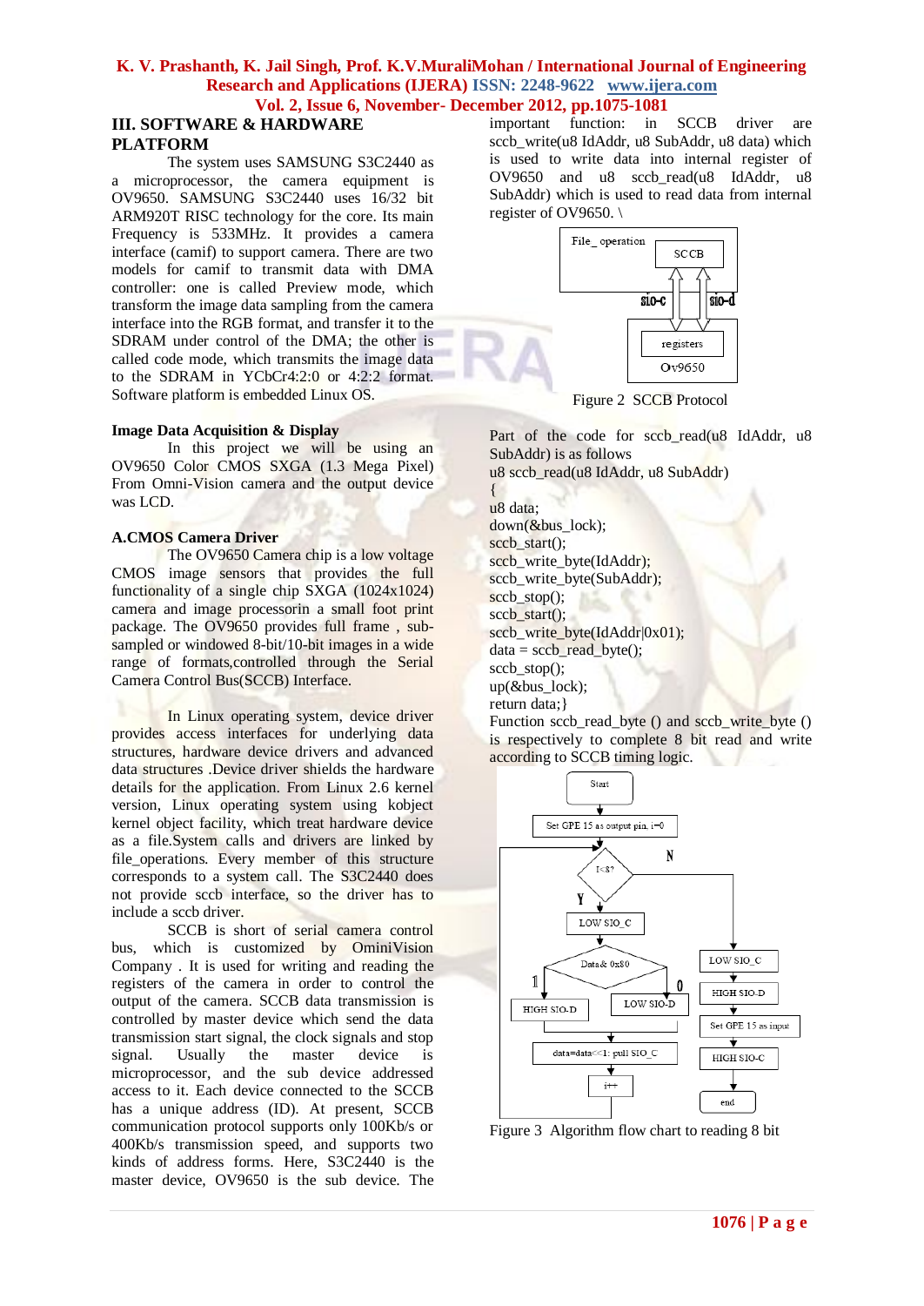## III. SOFTWARE & HARDWARE PLATFORM

The system uses SAMSUNG S3C2440 as a microprocessor, the camera equipment is OV9650. SAMSUNG S3C2440 uses 16/32 bit ARM920T RISC technology for the core. Its main Frequency is 533MHz. It provides a camera interface (camif) to support camera. There are two models for camif to transmit data with DMA controller: one is called Preview mode, which transform the image data sampling from the camera interface into the RGB format, and transfer it to the SDRAM under control of the DMA; the other is called code mode, which transmits the image data to the SDRAM in YCbCr4:2:0 or 4:2:2 format. Software platform is embedded Linux OS.

### Image Data Acquisition & Display

In this project we will be using an OV9650 Color CMOS SXGA (1.3 Mega Pixel) From Omni-Vision camera and the output device was LCD.

### A.CMOS Camera Driver

The OV9650 Camera chip is a low voltage CMOS image sensors that provides the full functionality of a single chip SXGA (1024x1024) camera and image processorin a small foot print package. The OV9650 provides full frame , sub-sampled or windowed 8-bit/10-bit images in a wide range of formats,controlled through the Serial Camera Control Bus(SCCB) Interface.

In Linux operating system, device driver provides access interfaces for underlying data structures, hardware device drivers and advanced data structures .Device driver shields the hardware details for the application. From Linux 2.6 kernel version, Linux operating system using kobject kernel object facility, which treat hardware device as a file.System calls and drivers are linked by file_operations. Every member of this structure corresponds to a system call. The S3C2440 does not provide sccb interface, so the driver has to include a sccb driver.

SCCB is short of serial camera control bus, which is customized by OminiVision Company . It is used for writing and reading the registers of the camera in order to control the output of the camera. SCCB data transmission is controlled by master device which send the data transmission start signal, the clock signals and stop signal. Usually the master device is microprocessor, and the sub device addressed access to it. Each device connected to the SCCB has a unique address (ID). At present, SCCB communication protocol supports only 100Kb/s or 400Kb/s transmission speed, and supports two kinds of address forms. Here, S3C2440 is the master device, OV9650 is the sub device. The important function: in SCCB driver are sccb_write(u8 IdAddr, u8 SubAddr, u8 data) which is used to write data into internal register of OV9650 and u8 sccb_read(u8 IdAddr, u8 SubAddr) which is used to read data from internal register of OV9650. \

Figure 2 SCCB Protocol

Part of the code for sccb_read(u8 IdAddr, u8 SubAddr) is as follows

```
u8 sccb_read(u8 IdAddr, u8 SubAddr)
{
u8 data;
down(&bus_lock);
sccb_start();
sccb_write_byte(IdAddr);
sccb_write_byte(SubAddr);
sccb_stop();
sccb_start();
sccb_write_byte(IdAddr|0x01);
data = sccb_read_byte();
sccb_stop();
up(&bus_lock);
return data;}
```

Function sccb_read_byte () and sccb_write_byte () is respectively to complete 8 bit read and write according to SCCB timing logic.

Figure 3 Algorithm flow chart to reading 8 bit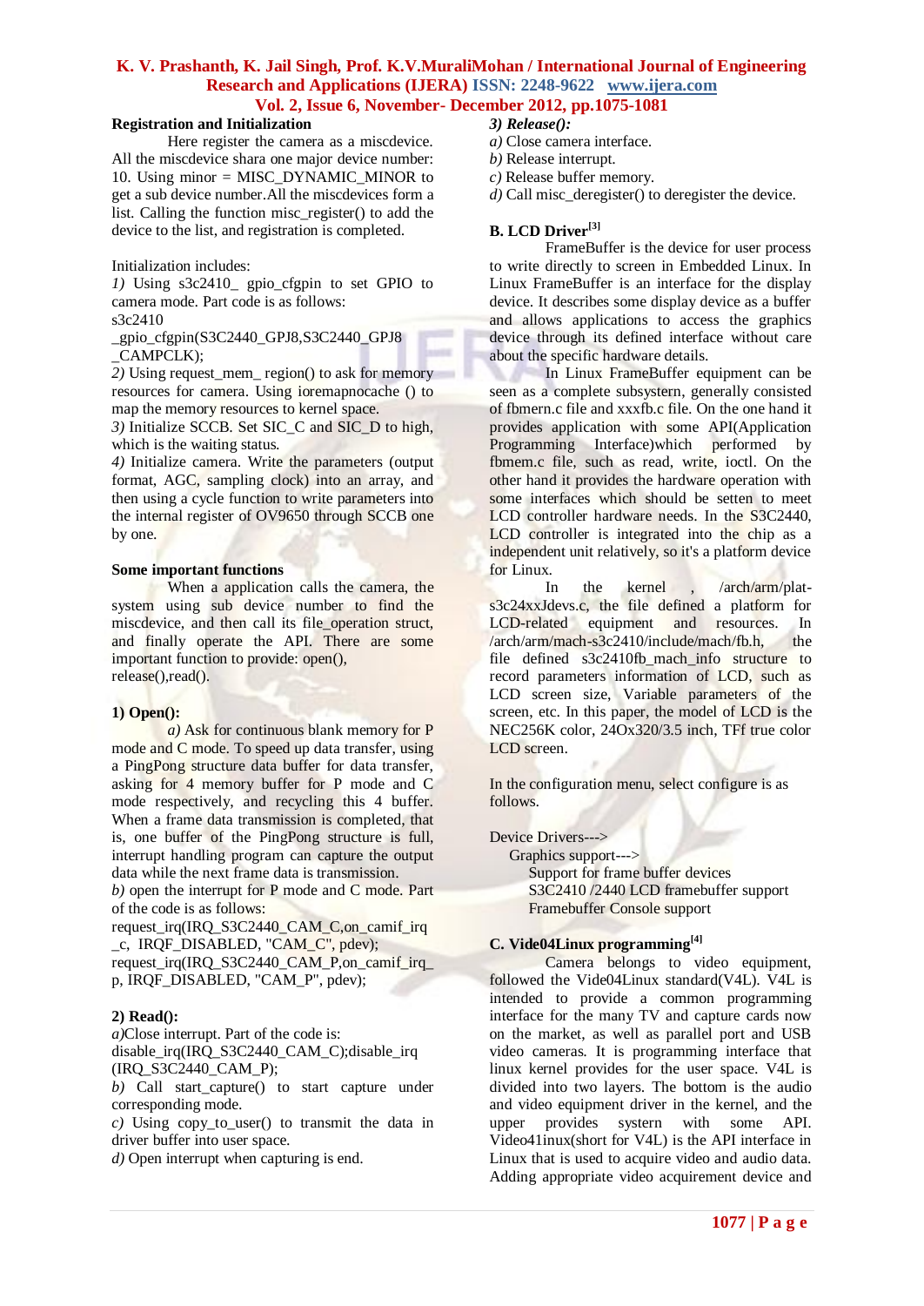**Registration and Initialization**

Here register the camera as a miscdevice. All the miscdevice shara one major device number: 10. Using minor = MISC_DYNAMIC_MINOR to get a sub device number.All the miscdevices form a list. Calling the function misc_register() to add the device to the list, and registration is completed.

Initialization includes:

*1)* Using s3c2410_ gpio_cfgpin to set GPIO to camera mode. Part code is as follows:
s3c2410
_gpio_cfgpin(S3C2440_GPJ8,S3C2440_GPJ8
_CAMPCLK);

*2)* Using request_mem_ region() to ask for memory resources for camera. Using ioremapnocache () to map the memory resources to kernel space.

*3)* Initialize SCCB. Set SIC_C and SIC_D to high, which is the waiting status.

*4)* Initialize camera. Write the parameters (output format, AGC, sampling clock) into an array, and then using a cycle function to write parameters into the internal register of OV9650 through SCCB one by one.

**Some important functions**

When a application calls the camera, the system using sub device number to find the miscdevice, and then call its file_operation struct, and finally operate the API. There are some important function to provide: open(), release(),read().

**1) Open():**

*a)* Ask for continuous blank memory for P mode and C mode. To speed up data transfer, using a PingPong structure data buffer for data transfer, asking for 4 memory buffer for P mode and C mode respectively, and recycling this 4 buffer. When a frame data transmission is completed, that is, one buffer of the PingPong structure is full, interrupt handling program can capture the output data while the next frame data is transmission.

*b)* open the interrupt for P mode and C mode. Part of the code is as follows:
request_irq(IRQ_S3C2440_CAM_C,on_camif_irq
_c, IRQF_DISABLED, "CAM_C", pdev);
request_irq(IRQ_S3C2440_CAM_P,on_camif_irq_
p, IRQF_DISABLED, "CAM_P", pdev);

**2) Read():**

*a)*Close interrupt. Part of the code is:
disable_irq(IRQ_S3C2440_CAM_C);disable_irq
(IRQ_S3C2440_CAM_P);

*b)* Call start_capture() to start capture under corresponding mode.

*c)* Using copy_to_user() to transmit the data in driver buffer into user space.

*d)* Open interrupt when capturing is end.

***3) Release():***

*a)* Close camera interface.

*b)* Release interrupt.

*c)* Release buffer memory.

*d)* Call misc_deregister() to deregister the device.

### B. LCD Driver[3]

FrameBuffer is the device for user process to write directly to screen in Embedded Linux. In Linux FrameBuffer is an interface for the display device. It describes some display device as a buffer and allows applications to access the graphics device through its defined interface without care about the specific hardware details.

In Linux FrameBuffer equipment can be seen as a complete subsystem, generally consisted of fbmern.c file and xxxfb.c file. On the one hand it provides application with some API(Application Programming Interface)which performed by fbmem.c file, such as read, write, ioctl. On the other hand it provides the hardware operation with some interfaces which should be setten to meet LCD controller hardware needs. In the S3C2440, LCD controller is integrated into the chip as a independent unit relatively, so it's a platform device for Linux.

In the kernel , /arch/arm/plat-s3c24xxJdevs.c, the file defined a platform for LCD-related equipment and resources. In /arch/arm/mach-s3c2410/include/mach/fb.h, the file defined s3c2410fb_mach_info structure to record parameters information of LCD, such as LCD screen size, Variable parameters of the screen, etc. In this paper, the model of LCD is the NEC256K color, 24Ox320/3.5 inch, TFf true color LCD screen.

In the configuration menu, select configure is as follows.

Device Drivers--->
  Graphics support--->
    Support for frame buffer devices
    S3C2410 /2440 LCD framebuffer support
    Framebuffer Console support

### C. Vide04Linux programming[4]

Camera belongs to video equipment, followed the Vide04Linux standard(V4L). V4L is intended to provide a common programming interface for the many TV and capture cards now on the market, as well as parallel port and USB video cameras. It is programming interface that linux kernel provides for the user space. V4L is divided into two layers. The bottom is the audio and video equipment driver in the kernel, and the upper provides system with some API. Video41inux(short for V4L) is the API interface in Linux that is used to acquire video and audio data. Adding appropriate video acquirement device and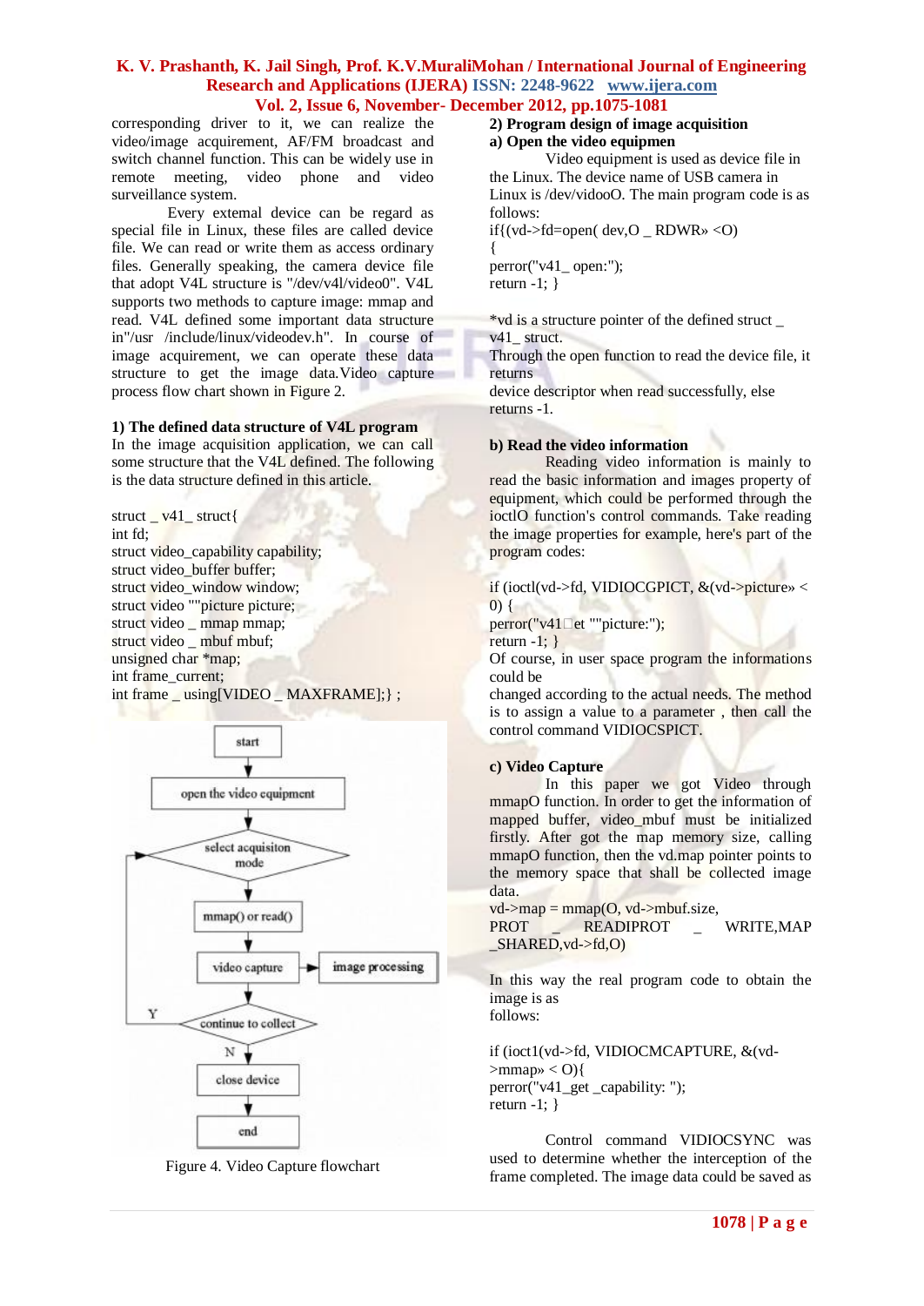corresponding driver to it, we can realize the video/image acquirement, AF/FM broadcast and switch channel function. This can be widely use in remote meeting, video phone and video surveillance system.

Every external device can be regard as special file in Linux, these files are called device file. We can read or write them as access ordinary files. Generally speaking, the camera device file that adopt V4L structure is "/dev/v4l/video0". V4L supports two methods to capture image: mmap and read. V4L defined some important data structure in"/usr /include/linux/videodev.h". In course of image acquirement, we can operate these data structure to get the image data.Video capture process flow chart shown in Figure 2.

**1) The defined data structure of V4L program**

In the image acquisition application, we can call some structure that the V4L defined. The following is the data structure defined in this article.

```
struct _ v41_ struct{
int fd;
struct video_capability capability;
struct video_buffer buffer;
struct video_window window;
struct video ""picture picture;
struct video _ mmap mmap;
struct video _ mbuf mbuf;
unsigned char *map;
int frame_current;
int frame _ using[VIDEO _ MAXFRAME];} ;
```

Figure 4. Video Capture flowchart

**2) Program design of image acquisition**

**a) Open the video equipmen**

Video equipment is used as device file in the Linux. The device name of USB camera in Linux is /dev/vidooO. The main program code is as follows:

```
if{(vd->fd=open( dev,O _ RDWR» <O)
{
perror("v41_ open:");
return -1; }
```

*vd is a structure pointer of the defined struct _ v41_ struct.

Through the open function to read the device file, it returns

device descriptor when read successfully, else returns -1.

**b) Read the video information**

Reading video information is mainly to read the basic information and images property of equipment, which could be performed through the ioctlO function's control commands. Take reading the image properties for example, here's part of the program codes:

```
if (ioctl(vd->fd, VIDIOCGPICT, &(vd->picture» < 0) {
perror("v41□et ""picture:");
return -1; }
```

Of course, in user space program the informations could be

changed according to the actual needs. The method is to assign a value to a parameter , then call the control command VIDIOCSPICT.

**c) Video Capture**

In this paper we got Video through mmapO function. In order to get the information of mapped buffer, video_mbuf must be initialized firstly. After got the map memory size, calling mmapO function, then the vd.map pointer points to the memory space that shall be collected image data.

```
vd->map = mmap(O, vd->mbuf.size,
PROT _ READIPROT _ WRITE,MAP
_SHARED,vd->fd,O)
```

In this way the real program code to obtain the image is as

follows:

```
if (ioct1(vd->fd, VIDIOCMCAPTURE, &(vd->mmap» < O){
perror("v41_get _capability: ");
return -1; }
```

Control command VIDIOCSYNC was used to determine whether the interception of the frame completed. The image data could be saved as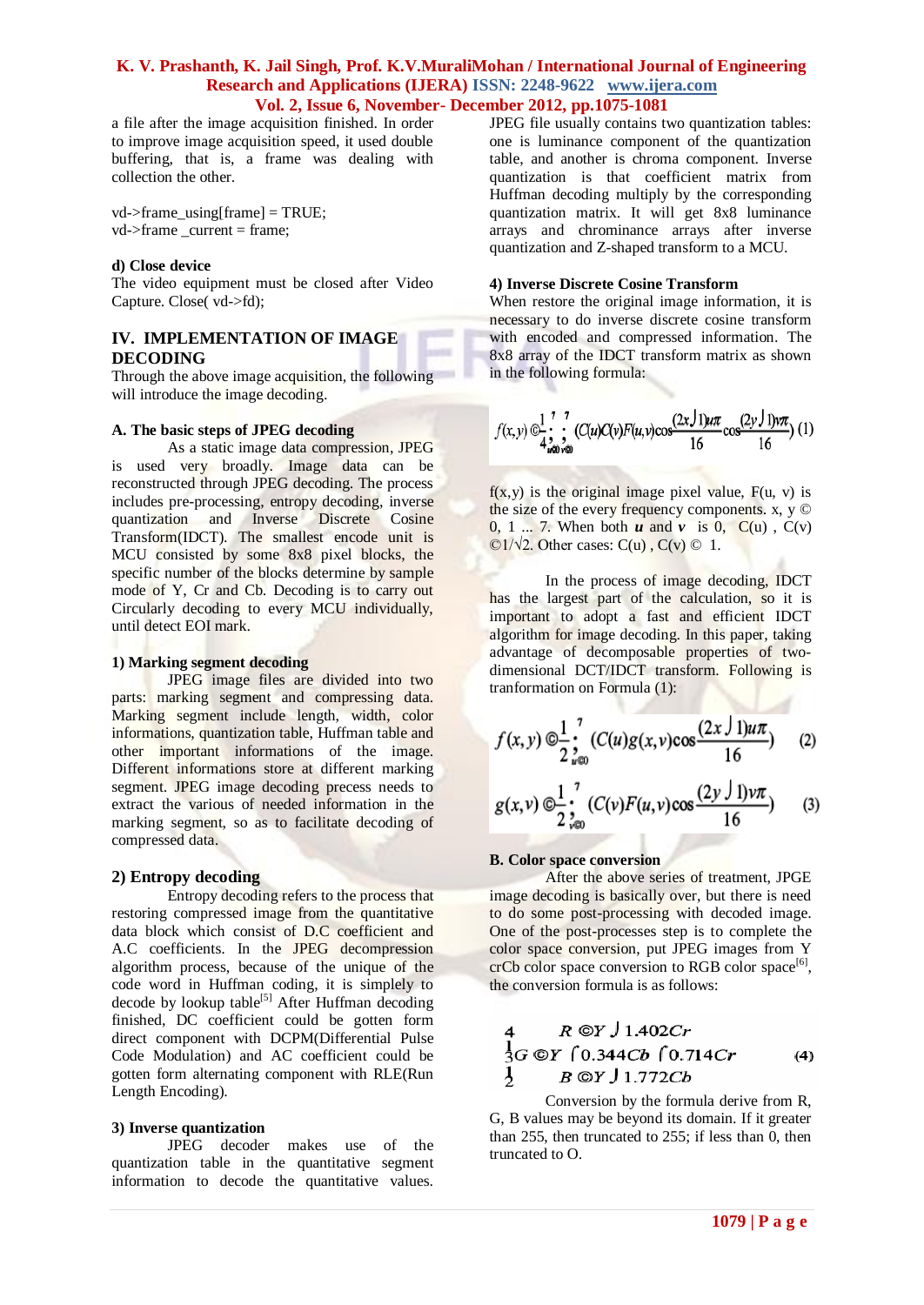a file after the image acquisition finished. In order to improve image acquisition speed, it used double buffering, that is, a frame was dealing with collection the other.

```
vd->frame_using[frame] = TRUE;
vd->frame _current = frame;
```

**d) Close device**

The video equipment must be closed after Video Capture. Close( vd->fd);

## IV. IMPLEMENTATION OF IMAGE DECODING

Through the above image acquisition, the following will introduce the image decoding.

### A. The basic steps of JPEG decoding

As a static image data compression, JPEG is used very broadly. Image data can be reconstructed through JPEG decoding. The process includes pre-processing, entropy decoding, inverse quantization and Inverse Discrete Cosine Transform(IDCT). The smallest encode unit is MCU consisted by some 8x8 pixel blocks, the specific number of the blocks determine by sample mode of Y, Cr and Cb. Decoding is to carry out Circularly decoding to every MCU individually, until detect EOI mark.

#### 1) Marking segment decoding

JPEG image files are divided into two parts: marking segment and compressing data. Marking segment include length, width, color informations, quantization table, Huffman table and other important informations of the image. Different informations store at different marking segment. JPEG image decoding precess needs to extract the various of needed information in the marking segment, so as to facilitate decoding of compressed data.

#### 2) Entropy decoding

Entropy decoding refers to the process that restoring compressed image from the quantitative data block which consist of D.C coefficient and A.C coefficients. In the JPEG decompression algorithm process, because of the unique of the code word in Huffman coding, it is simplely to decode by lookup table[5] After Huffman decoding finished, DC coefficient could be gotten form direct component with DCPM(Differential Pulse Code Modulation) and AC coefficient could be gotten form alternating component with RLE(Run Length Encoding).

#### 3) Inverse quantization

JPEG decoder makes use of the quantization table in the quantitative segment information to decode the quantitative values. JPEG file usually contains two quantization tables: one is luminance component of the quantization table, and another is chroma component. Inverse quantization is that coefficient matrix from Huffman decoding multiply by the corresponding quantization matrix. It will get 8x8 luminance arrays and chrominance arrays after inverse quantization and Z-shaped transform to a MCU.

#### 4) Inverse Discrete Cosine Transform

When restore the original image information, it is necessary to do inverse discrete cosine transform with encoded and compressed information. The 8x8 array of the IDCT transform matrix as shown in the following formula:

$$f(x,y) = \frac{1}{4}\sum_{u=0}^{7}\sum_{v=0}^{7}(C(u)C(v)F(u,v)\cos\frac{(2x+1)u\pi}{16}\cos\frac{(2y+1)v\pi}{16}) \quad (1)$$

f(x,y) is the original image pixel value, F(u, v) is the size of the every frequency components. x, y = 0, 1 ... 7. When both $u$ and $v$ is 0, C(u) , C(v) = $1/\sqrt{2}$. Other cases: C(u) , C(v) = 1.

In the process of image decoding, IDCT has the largest part of the calculation, so it is important to adopt a fast and efficient IDCT algorithm for image decoding. In this paper, taking advantage of decomposable properties of two-dimensional DCT/IDCT transform. Following is tranformation on Formula (1):

$$f(x,y) = \frac{1}{2}\sum_{u=0}^{7}(C(u)g(x,v)\cos\frac{(2x+1)u\pi}{16}) \quad (2)$$

$$g(x,v) = \frac{1}{2}\sum_{v=0}^{7}(C(v)F(u,v)\cos\frac{(2y+1)v\pi}{16}) \quad (3)$$

### B. Color space conversion

After the above series of treatment, JPGE image decoding is basically over, but there is need to do some post-processing with decoded image. One of the post-processes step is to complete the color space conversion, put JPEG images from Y crCb color space conversion to RGB color space[6], the conversion formula is as follows:

$$\begin{cases} R = Y + 1.402Cr \\ G = Y - 0.344Cb - 0.714Cr \\ B = Y + 1.772Cb \end{cases} \quad (4)$$

Conversion by the formula derive from R, G, B values may be beyond its domain. If it greater than 255, then truncated to 255; if less than 0, then truncated to O.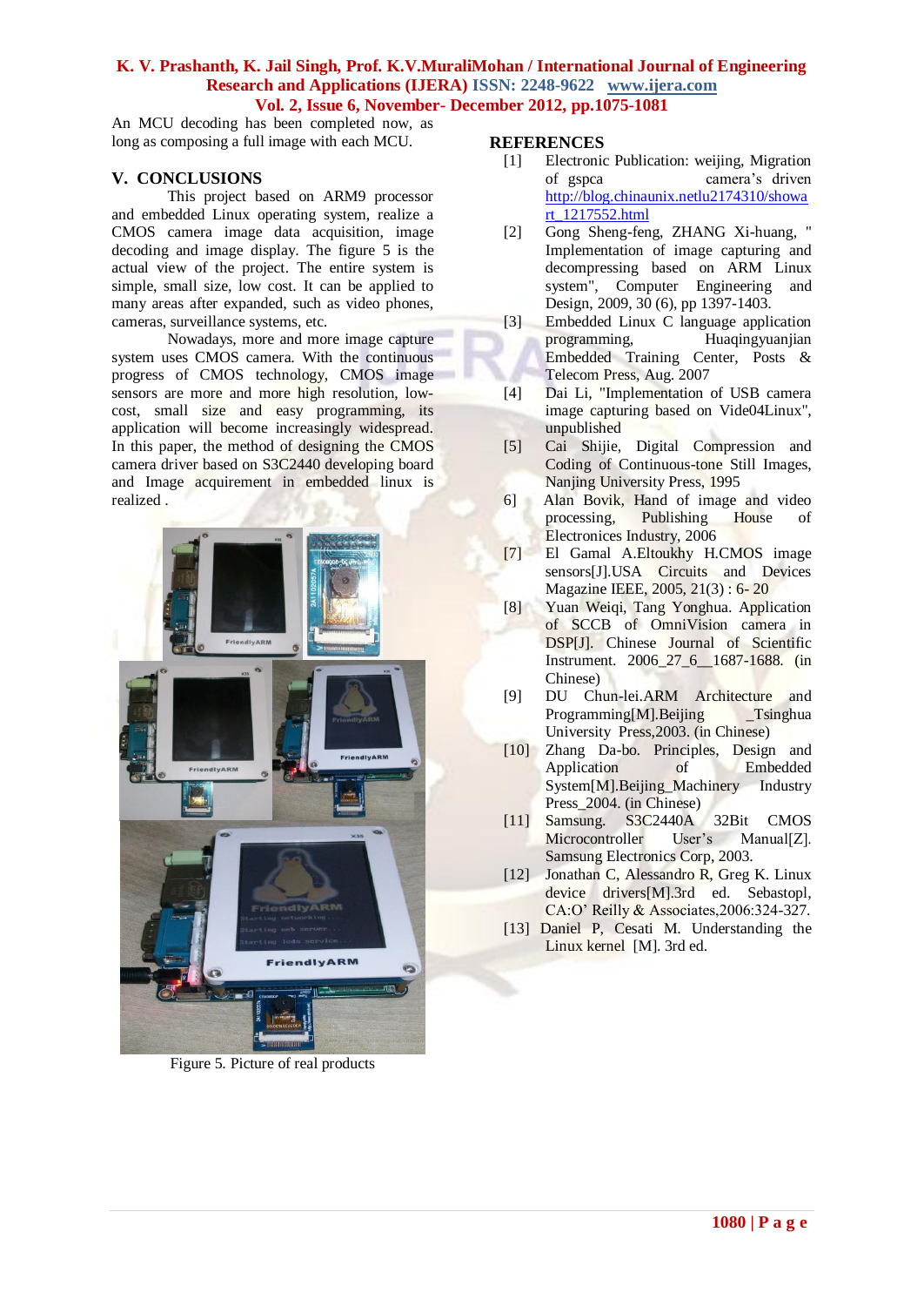An MCU decoding has been completed now, as long as composing a full image with each MCU.

## V. CONCLUSIONS

This project based on ARM9 processor and embedded Linux operating system, realize a CMOS camera image data acquisition, image decoding and image display. The figure 5 is the actual view of the project. The entire system is simple, small size, low cost. It can be applied to many areas after expanded, such as video phones, cameras, surveillance systems, etc.

Nowadays, more and more image capture system uses CMOS camera. With the continuous progress of CMOS technology, CMOS image sensors are more and more high resolution, low-cost, small size and easy programming, its application will become increasingly widespread. In this paper, the method of designing the CMOS camera driver based on S3C2440 developing board and Image acquirement in embedded linux is realized .

Figure 5. Picture of real products

## REFERENCES

[1] Electronic Publication: weijing, Migration of gspca camera's driven http://blog.chainaunix.netlu2174310/showart_1217552.html

[2] Gong Sheng-feng, ZHANG Xi-huang, " Implementation of image capturing and decompressing based on ARM Linux system", Computer Engineering and Design, 2009, 30 (6), pp 1397-1403.

[3] Embedded Linux C language application programming, Huaqingyuanjian Embedded Training Center, Posts & Telecom Press, Aug. 2007

[4] Dai Li, "Implementation of USB camera image capturing based on Vide04Linux", unpublished

[5] Cai Shijie, Digital Compression and Coding of Continuous-tone Still Images, Nanjing University Press, 1995

6] Alan Bovik, Hand of image and video processing, Publishing House of Electronices Industry, 2006

[7] El Gamal A.Eltoukhy H.CMOS image sensors[J].USA Circuits and Devices Magazine IEEE, 2005, 21(3) : 6- 20

[8] Yuan Weiqi, Tang Yonghua. Application of SCCB of OmniVision camera in DSP[J]. Chinese Journal of Scientific Instrument. 2006_27_6__1687-1688. (in Chinese)

[9] DU Chun-lei.ARM Architecture and Programming[M].Beijing _Tsinghua University Press,2003. (in Chinese)

[10] Zhang Da-bo. Principles, Design and Application of Embedded System[M].Beijing_Machinery Industry Press_2004. (in Chinese)

[11] Samsung. S3C2440A 32Bit CMOS Microcontroller User's Manual[Z]. Samsung Electronics Corp, 2003.

[12] Jonathan C, Alessandro R, Greg K. Linux device drivers[M].3rd ed. Sebastopl, CA:O' Reilly & Associates,2006:324-327.

[13] Daniel P, Cesati M. Understanding the Linux kernel [M]. 3rd ed.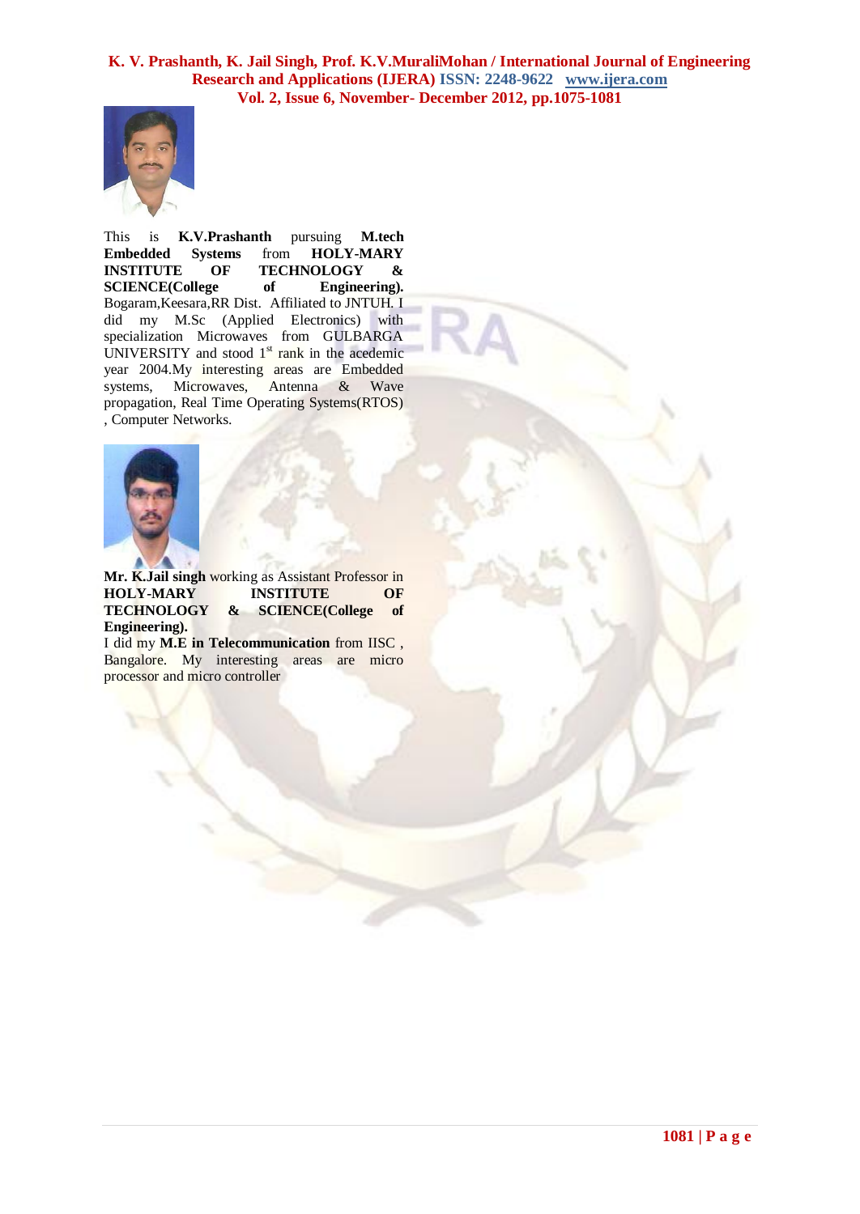This is **K.V.Prashanth** pursuing **M.tech Embedded Systems** from **HOLY-MARY INSTITUTE OF TECHNOLOGY & SCIENCE(College of Engineering).** Bogaram,Keesara,RR Dist. Affiliated to JNTUH. I did my M.Sc (Applied Electronics) with specialization Microwaves from GULBARGA UNIVERSITY and stood 1st rank in the acedemic year 2004.My interesting areas are Embedded systems, Microwaves, Antenna & Wave propagation, Real Time Operating Systems(RTOS) , Computer Networks.

**Mr. K.Jail singh** working as Assistant Professor in **HOLY-MARY INSTITUTE OF TECHNOLOGY & SCIENCE(College of Engineering).**
I did my **M.E in Telecommunication** from IISC , Bangalore. My interesting areas are micro processor and micro controller